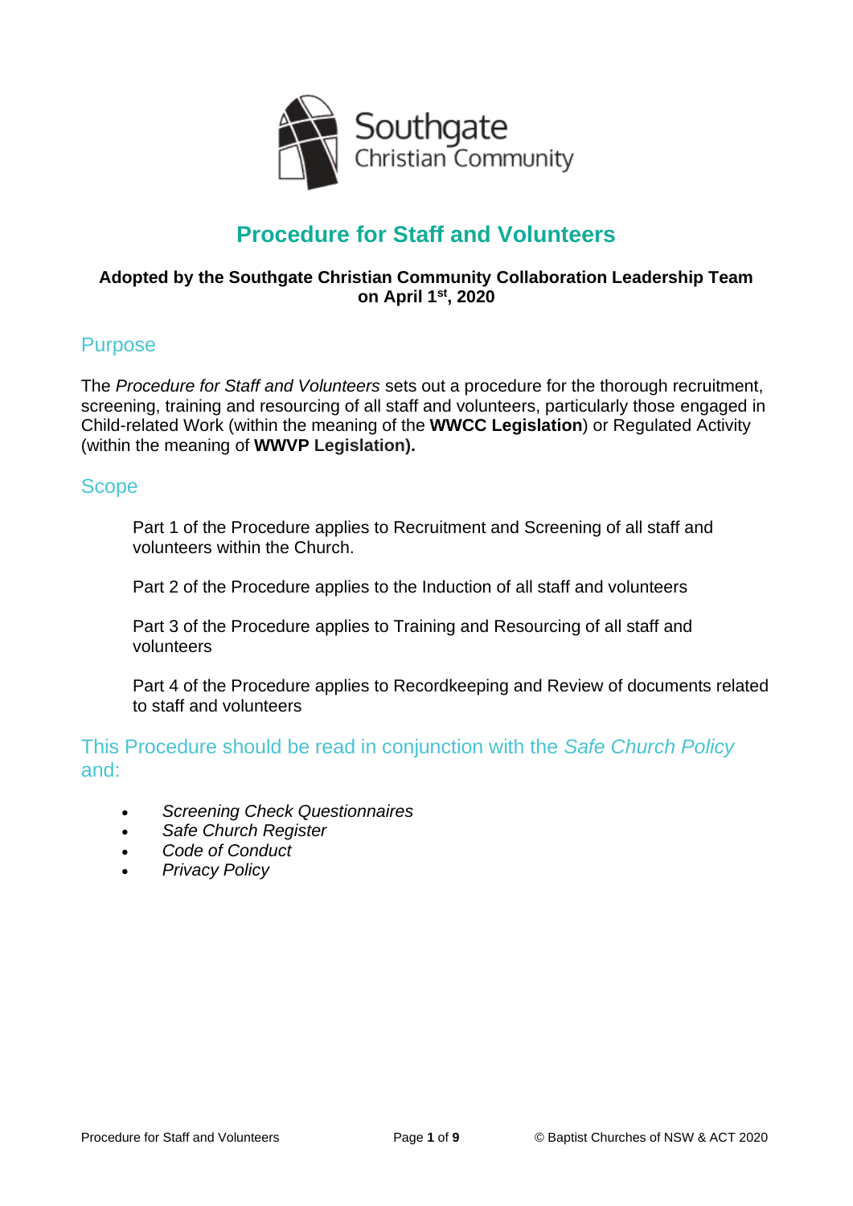Southgate
Christian Community

# Procedure for Staff and Volunteers

**Adopted by the Southgate Christian Community Collaboration Leadership Team on April 1st, 2020**

## Purpose

The *Procedure for Staff and Volunteers* sets out a procedure for the thorough recruitment, screening, training and resourcing of all staff and volunteers, particularly those engaged in Child-related Work (within the meaning of the **WWCC Legislation**) or Regulated Activity (within the meaning of **WWVP Legislation).**

## Scope

Part 1 of the Procedure applies to Recruitment and Screening of all staff and volunteers within the Church.

Part 2 of the Procedure applies to the Induction of all staff and volunteers

Part 3 of the Procedure applies to Training and Resourcing of all staff and volunteers

Part 4 of the Procedure applies to Recordkeeping and Review of documents related to staff and volunteers

## This Procedure should be read in conjunction with the *Safe Church Policy* and:

- *Screening Check Questionnaires*
- *Safe Church Register*
- *Code of Conduct*
- *Privacy Policy*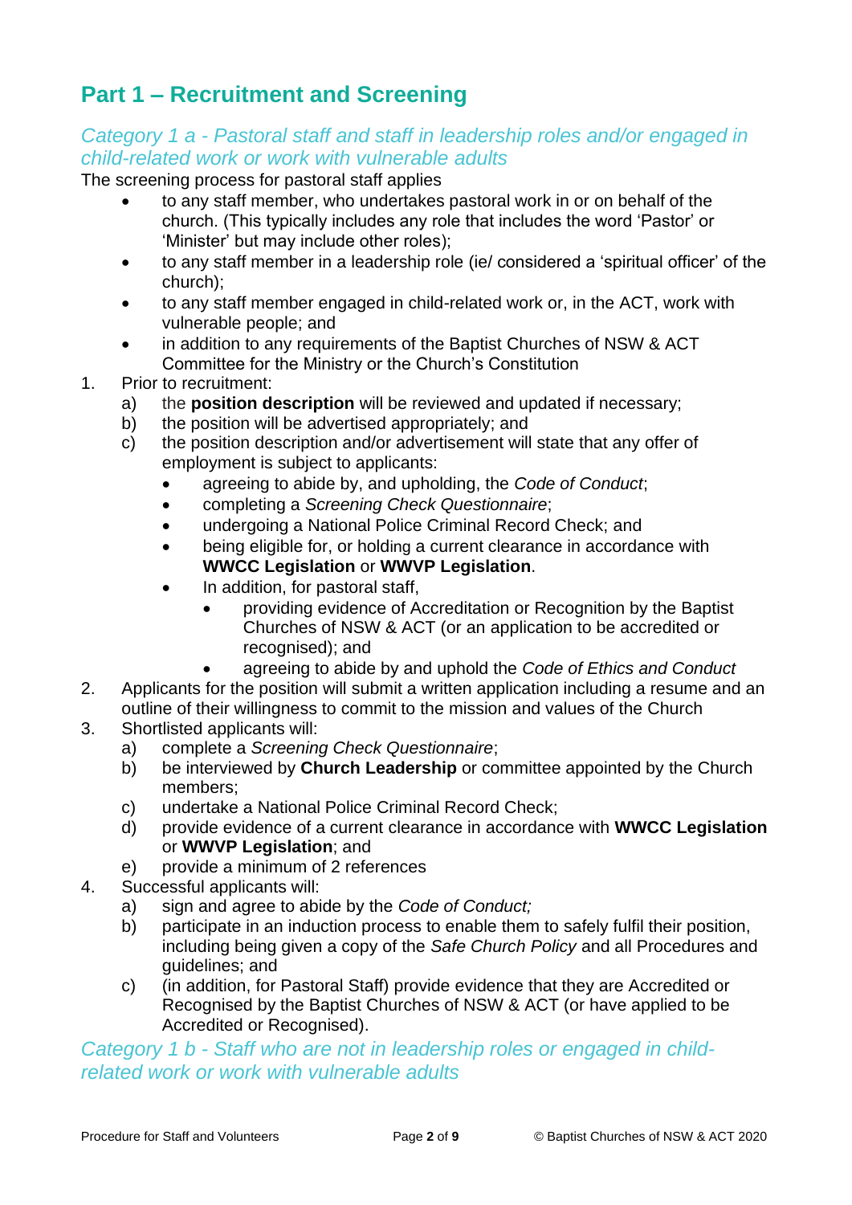# Part 1 – Recruitment and Screening

## *Category 1 a - Pastoral staff and staff in leadership roles and/or engaged in child-related work or work with vulnerable adults*

The screening process for pastoral staff applies

- to any staff member, who undertakes pastoral work in or on behalf of the church. (This typically includes any role that includes the word 'Pastor' or 'Minister' but may include other roles);
- to any staff member in a leadership role (ie/ considered a 'spiritual officer' of the church);
- to any staff member engaged in child-related work or, in the ACT, work with vulnerable people; and
- in addition to any requirements of the Baptist Churches of NSW & ACT Committee for the Ministry or the Church's Constitution

1. Prior to recruitment:
   a) the **position description** will be reviewed and updated if necessary;
   b) the position will be advertised appropriately; and
   c) the position description and/or advertisement will state that any offer of employment is subject to applicants:
      - agreeing to abide by, and upholding, the *Code of Conduct*;
      - completing a *Screening Check Questionnaire*;
      - undergoing a National Police Criminal Record Check; and
      - being eligible for, or holding a current clearance in accordance with **WWCC Legislation** or **WWVP Legislation**.
      - In addition, for pastoral staff,
        - providing evidence of Accreditation or Recognition by the Baptist Churches of NSW & ACT (or an application to be accredited or recognised); and
        - agreeing to abide by and uphold the *Code of Ethics and Conduct*
2. Applicants for the position will submit a written application including a resume and an outline of their willingness to commit to the mission and values of the Church
3. Shortlisted applicants will:
   a) complete a *Screening Check Questionnaire*;
   b) be interviewed by **Church Leadership** or committee appointed by the Church members;
   c) undertake a National Police Criminal Record Check;
   d) provide evidence of a current clearance in accordance with **WWCC Legislation** or **WWVP Legislation**; and
   e) provide a minimum of 2 references
4. Successful applicants will:
   a) sign and agree to abide by the *Code of Conduct;*
   b) participate in an induction process to enable them to safely fulfil their position, including being given a copy of the *Safe Church Policy* and all Procedures and guidelines; and
   c) (in addition, for Pastoral Staff) provide evidence that they are Accredited or Recognised by the Baptist Churches of NSW & ACT (or have applied to be Accredited or Recognised).

## *Category 1 b - Staff who are not in leadership roles or engaged in child-related work or work with vulnerable adults*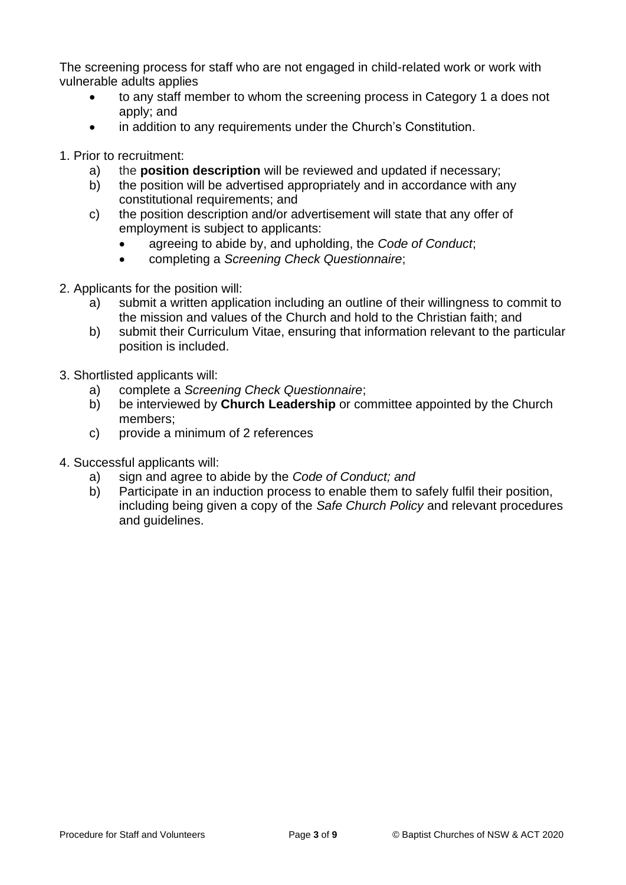The screening process for staff who are not engaged in child-related work or work with vulnerable adults applies

- to any staff member to whom the screening process in Category 1 a does not apply; and
- in addition to any requirements under the Church's Constitution.

1. Prior to recruitment:
   a) the **position description** will be reviewed and updated if necessary;
   b) the position will be advertised appropriately and in accordance with any constitutional requirements; and
   c) the position description and/or advertisement will state that any offer of employment is subject to applicants:
      - agreeing to abide by, and upholding, the *Code of Conduct*;
      - completing a *Screening Check Questionnaire*;

2. Applicants for the position will:
   a) submit a written application including an outline of their willingness to commit to the mission and values of the Church and hold to the Christian faith; and
   b) submit their Curriculum Vitae, ensuring that information relevant to the particular position is included.

3. Shortlisted applicants will:
   a) complete a *Screening Check Questionnaire*;
   b) be interviewed by **Church Leadership** or committee appointed by the Church members;
   c) provide a minimum of 2 references

4. Successful applicants will:
   a) sign and agree to abide by the *Code of Conduct; and*
   b) Participate in an induction process to enable them to safely fulfil their position, including being given a copy of the *Safe Church Policy* and relevant procedures and guidelines.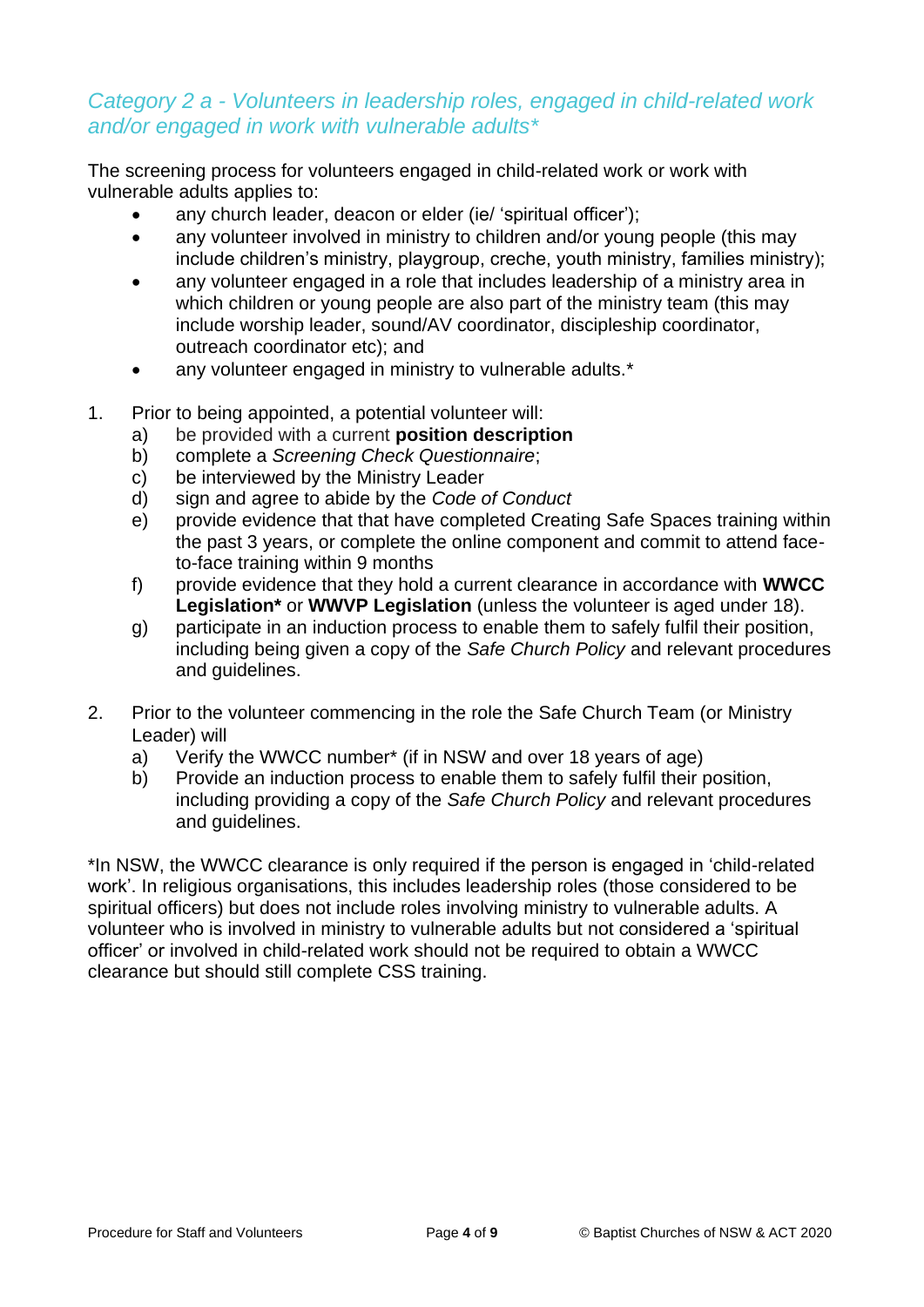## *Category 2 a - Volunteers in leadership roles, engaged in child-related work and/or engaged in work with vulnerable adults**

The screening process for volunteers engaged in child-related work or work with vulnerable adults applies to:

- any church leader, deacon or elder (ie/ 'spiritual officer');
- any volunteer involved in ministry to children and/or young people (this may include children's ministry, playgroup, creche, youth ministry, families ministry);
- any volunteer engaged in a role that includes leadership of a ministry area in which children or young people are also part of the ministry team (this may include worship leader, sound/AV coordinator, discipleship coordinator, outreach coordinator etc); and
- any volunteer engaged in ministry to vulnerable adults.*

1. Prior to being appointed, a potential volunteer will:
   a) be provided with a current **position description**
   b) complete a *Screening Check Questionnaire*;
   c) be interviewed by the Ministry Leader
   d) sign and agree to abide by the *Code of Conduct*
   e) provide evidence that that have completed Creating Safe Spaces training within the past 3 years, or complete the online component and commit to attend face-to-face training within 9 months
   f) provide evidence that they hold a current clearance in accordance with **WWCC Legislation*** or **WWVP Legislation** (unless the volunteer is aged under 18).
   g) participate in an induction process to enable them to safely fulfil their position, including being given a copy of the *Safe Church Policy* and relevant procedures and guidelines.

2. Prior to the volunteer commencing in the role the Safe Church Team (or Ministry Leader) will
   a) Verify the WWCC number* (if in NSW and over 18 years of age)
   b) Provide an induction process to enable them to safely fulfil their position, including providing a copy of the *Safe Church Policy* and relevant procedures and guidelines.

*In NSW, the WWCC clearance is only required if the person is engaged in 'child-related work'. In religious organisations, this includes leadership roles (those considered to be spiritual officers) but does not include roles involving ministry to vulnerable adults. A volunteer who is involved in ministry to vulnerable adults but not considered a 'spiritual officer' or involved in child-related work should not be required to obtain a WWCC clearance but should still complete CSS training.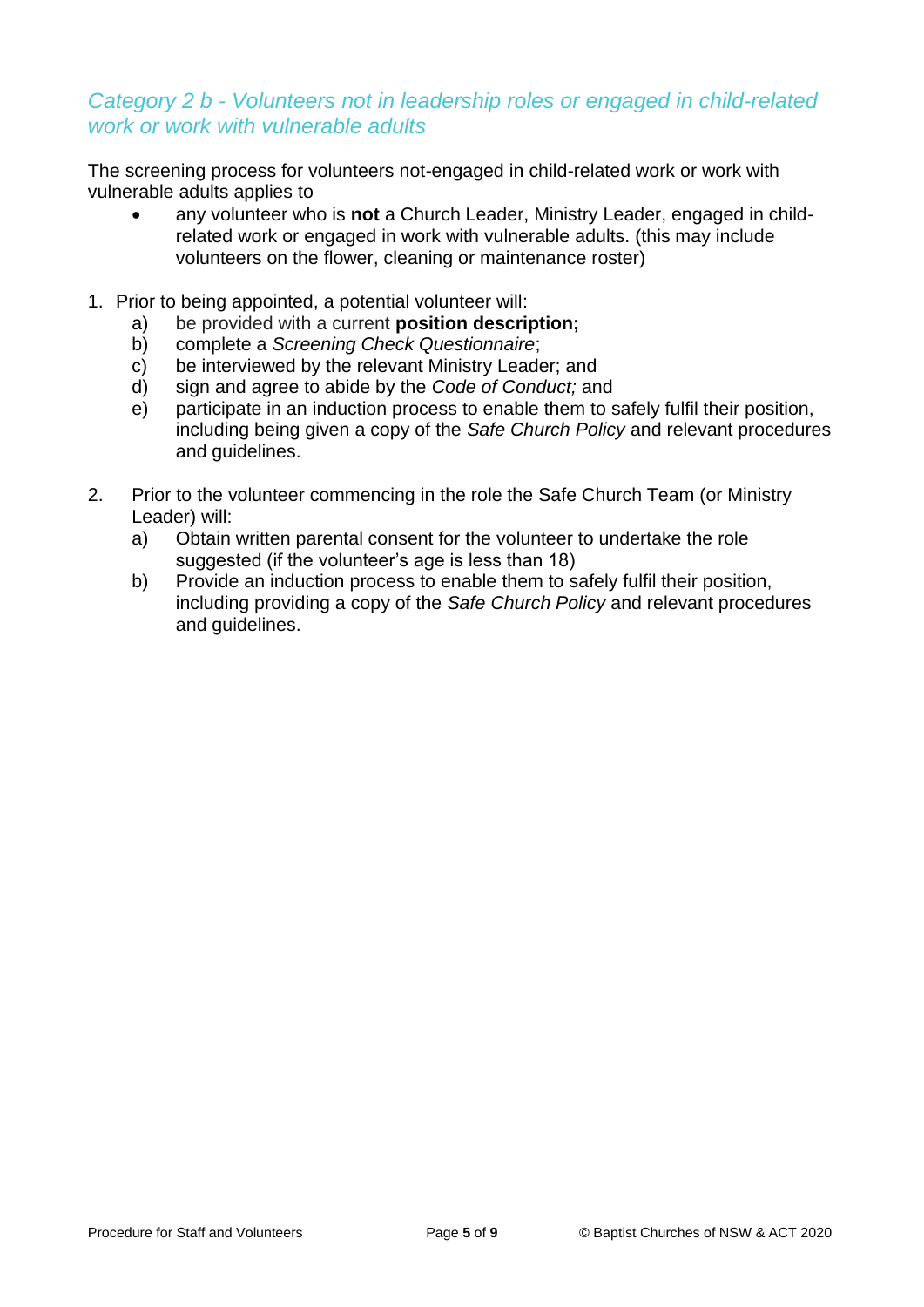### *Category 2 b - Volunteers not in leadership roles or engaged in child-related work or work with vulnerable adults*

The screening process for volunteers not-engaged in child-related work or work with vulnerable adults applies to

- any volunteer who is **not** a Church Leader, Ministry Leader, engaged in child-related work or engaged in work with vulnerable adults. (this may include volunteers on the flower, cleaning or maintenance roster)

1. Prior to being appointed, a potential volunteer will:
   a) be provided with a current **position description;**
   b) complete a *Screening Check Questionnaire*;
   c) be interviewed by the relevant Ministry Leader; and
   d) sign and agree to abide by the *Code of Conduct;* and
   e) participate in an induction process to enable them to safely fulfil their position, including being given a copy of the *Safe Church Policy* and relevant procedures and guidelines.

2. Prior to the volunteer commencing in the role the Safe Church Team (or Ministry Leader) will:
   a) Obtain written parental consent for the volunteer to undertake the role suggested (if the volunteer's age is less than 18)
   b) Provide an induction process to enable them to safely fulfil their position, including providing a copy of the *Safe Church Policy* and relevant procedures and guidelines.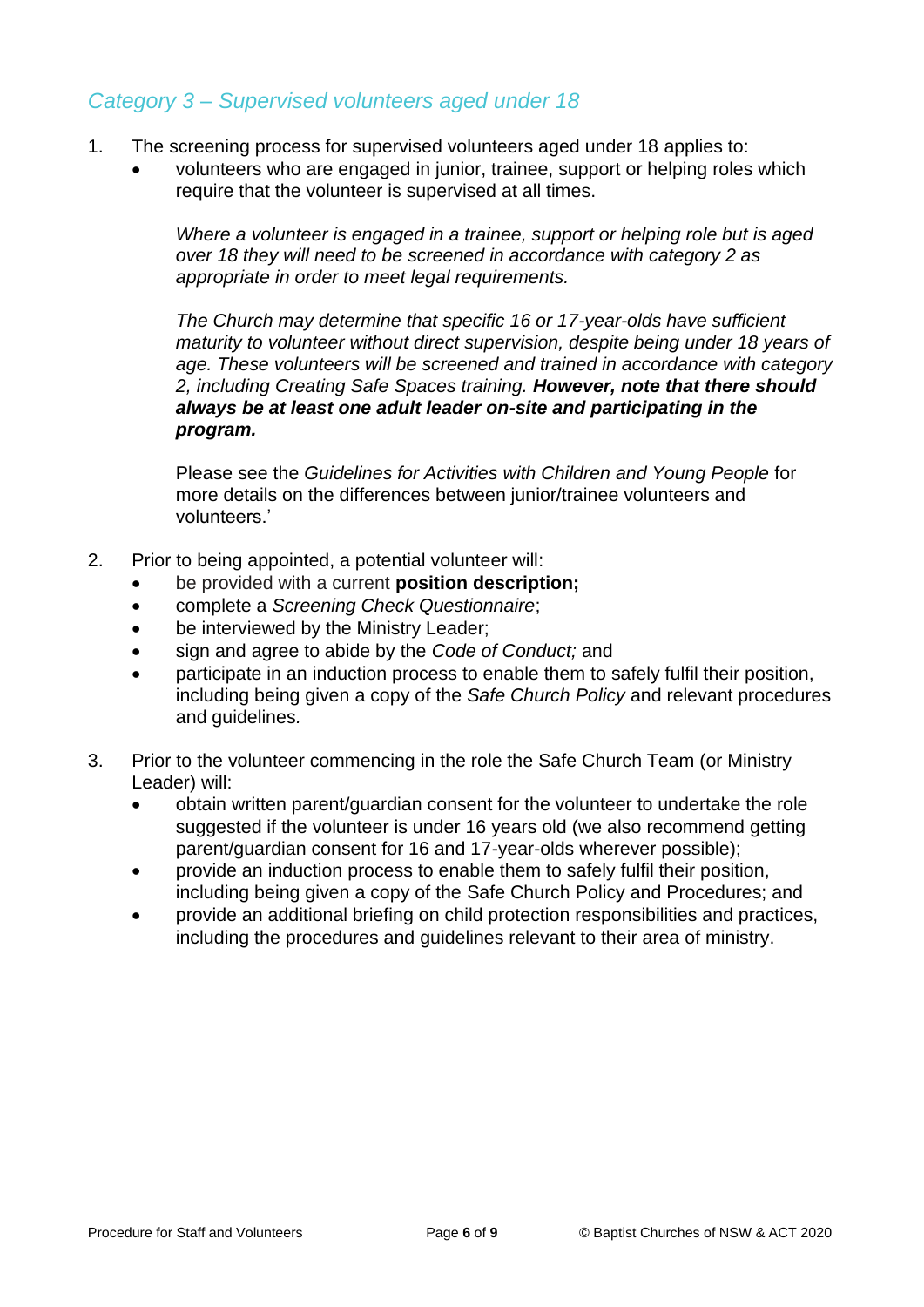## *Category 3 – Supervised volunteers aged under 18*

1. The screening process for supervised volunteers aged under 18 applies to:
   - volunteers who are engaged in junior, trainee, support or helping roles which require that the volunteer is supervised at all times.

   *Where a volunteer is engaged in a trainee, support or helping role but is aged over 18 they will need to be screened in accordance with category 2 as appropriate in order to meet legal requirements.*

   *The Church may determine that specific 16 or 17-year-olds have sufficient maturity to volunteer without direct supervision, despite being under 18 years of age. These volunteers will be screened and trained in accordance with category 2, including Creating Safe Spaces training.* ***However, note that there should always be at least one adult leader on-site and participating in the program.***

   Please see the *Guidelines for Activities with Children and Young People* for more details on the differences between junior/trainee volunteers and volunteers.'

2. Prior to being appointed, a potential volunteer will:
   - be provided with a current **position description;**
   - complete a *Screening Check Questionnaire*;
   - be interviewed by the Ministry Leader;
   - sign and agree to abide by the *Code of Conduct;* and
   - participate in an induction process to enable them to safely fulfil their position, including being given a copy of the *Safe Church Policy* and relevant procedures and guidelines.

3. Prior to the volunteer commencing in the role the Safe Church Team (or Ministry Leader) will:
   - obtain written parent/guardian consent for the volunteer to undertake the role suggested if the volunteer is under 16 years old (we also recommend getting parent/guardian consent for 16 and 17-year-olds wherever possible);
   - provide an induction process to enable them to safely fulfil their position, including being given a copy of the Safe Church Policy and Procedures; and
   - provide an additional briefing on child protection responsibilities and practices, including the procedures and guidelines relevant to their area of ministry.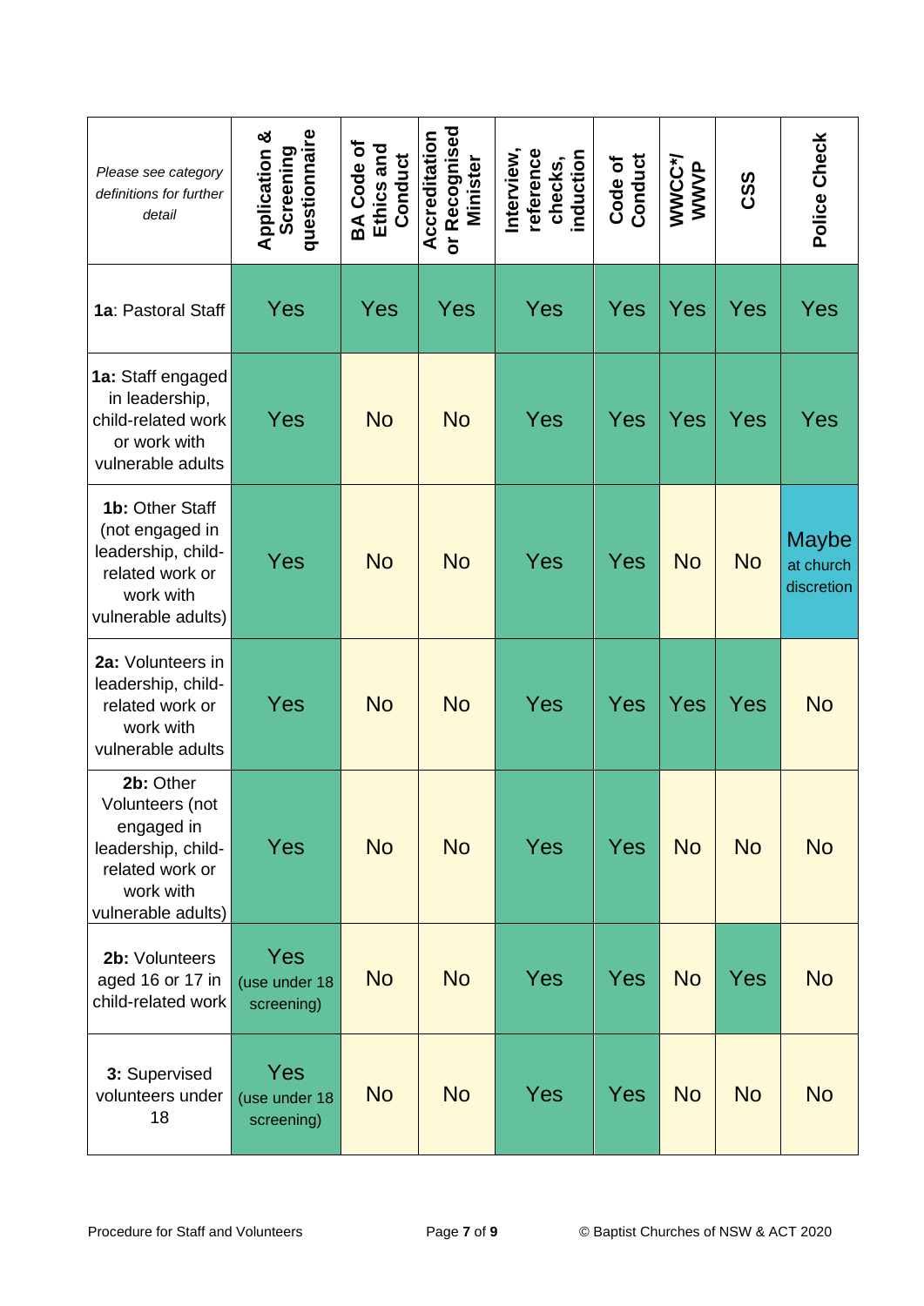| *Please see category definitions for further detail* | Application & Screening questionnaire | BA Code of Ethics and Conduct | Accreditation or Recognised Minister | Interview, reference checks, induction | Code of Conduct | WWCC*/ WWVP | CSS | Police Check |
|---|---|---|---|---|---|---|---|---|
| **1a**: Pastoral Staff | Yes | Yes | Yes | Yes | Yes | Yes | Yes | Yes |
| **1a:** Staff engaged in leadership, child-related work or work with vulnerable adults | Yes | No | No | Yes | Yes | Yes | Yes | Yes |
| **1b:** Other Staff (not engaged in leadership, child-related work or work with vulnerable adults) | Yes | No | No | Yes | Yes | No | No | Maybe at church discretion |
| **2a:** Volunteers in leadership, child-related work or work with vulnerable adults | Yes | No | No | Yes | Yes | Yes | Yes | No |
| **2b:** Other Volunteers (not engaged in leadership, child-related work or work with vulnerable adults) | Yes | No | No | Yes | Yes | No | No | No |
| **2b:** Volunteers aged 16 or 17 in child-related work | Yes (use under 18 screening) | No | No | Yes | Yes | No | Yes | No |
| **3:** Supervised volunteers under 18 | Yes (use under 18 screening) | No | No | Yes | Yes | No | No | No |

Procedure for Staff and Volunteers

© Baptist Churches of NSW & ACT 2020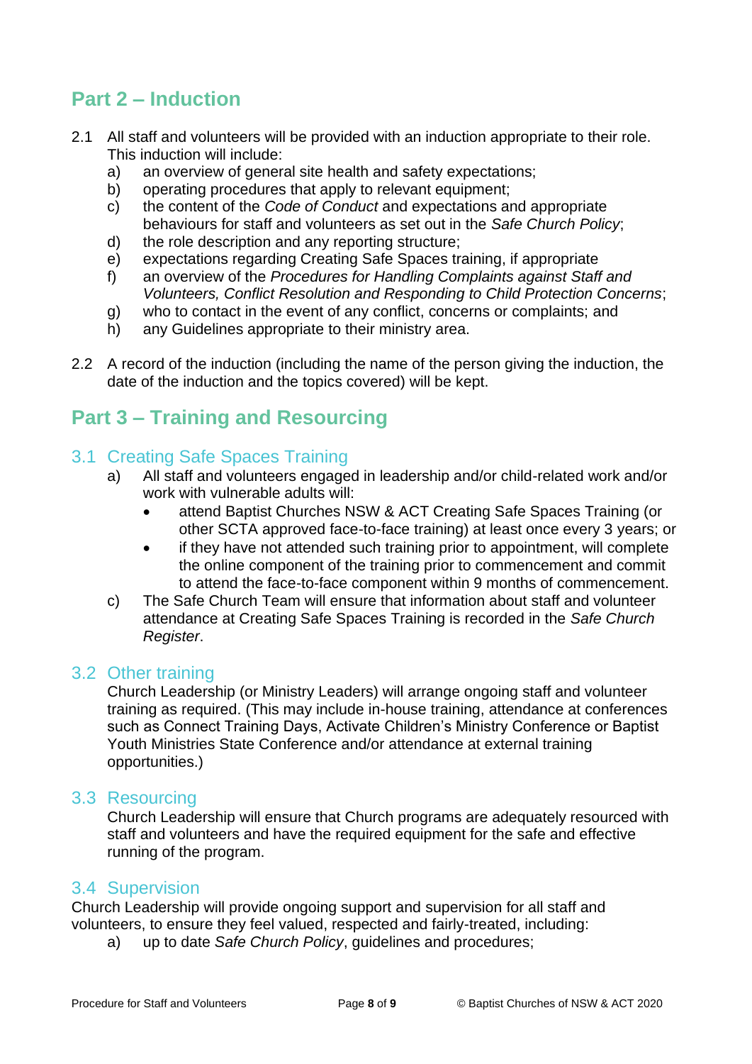## Part 2 – Induction

2.1 All staff and volunteers will be provided with an induction appropriate to their role. This induction will include:

   a) an overview of general site health and safety expectations;
   b) operating procedures that apply to relevant equipment;
   c) the content of the *Code of Conduct* and expectations and appropriate behaviours for staff and volunteers as set out in the *Safe Church Policy*;
   d) the role description and any reporting structure;
   e) expectations regarding Creating Safe Spaces training, if appropriate
   f) an overview of the *Procedures for Handling Complaints against Staff and Volunteers, Conflict Resolution and Responding to Child Protection Concerns*;
   g) who to contact in the event of any conflict, concerns or complaints; and
   h) any Guidelines appropriate to their ministry area.

2.2 A record of the induction (including the name of the person giving the induction, the date of the induction and the topics covered) will be kept.

## Part 3 – Training and Resourcing

### 3.1 Creating Safe Spaces Training

a) All staff and volunteers engaged in leadership and/or child-related work and/or work with vulnerable adults will:
   - attend Baptist Churches NSW & ACT Creating Safe Spaces Training (or other SCTA approved face-to-face training) at least once every 3 years; or
   - if they have not attended such training prior to appointment, will complete the online component of the training prior to commencement and commit to attend the face-to-face component within 9 months of commencement.

c) The Safe Church Team will ensure that information about staff and volunteer attendance at Creating Safe Spaces Training is recorded in the *Safe Church Register*.

### 3.2 Other training

Church Leadership (or Ministry Leaders) will arrange ongoing staff and volunteer training as required. (This may include in-house training, attendance at conferences such as Connect Training Days, Activate Children's Ministry Conference or Baptist Youth Ministries State Conference and/or attendance at external training opportunities.)

### 3.3 Resourcing

Church Leadership will ensure that Church programs are adequately resourced with staff and volunteers and have the required equipment for the safe and effective running of the program.

### 3.4 Supervision

Church Leadership will provide ongoing support and supervision for all staff and volunteers, to ensure they feel valued, respected and fairly-treated, including:

   a) up to date *Safe Church Policy*, guidelines and procedures;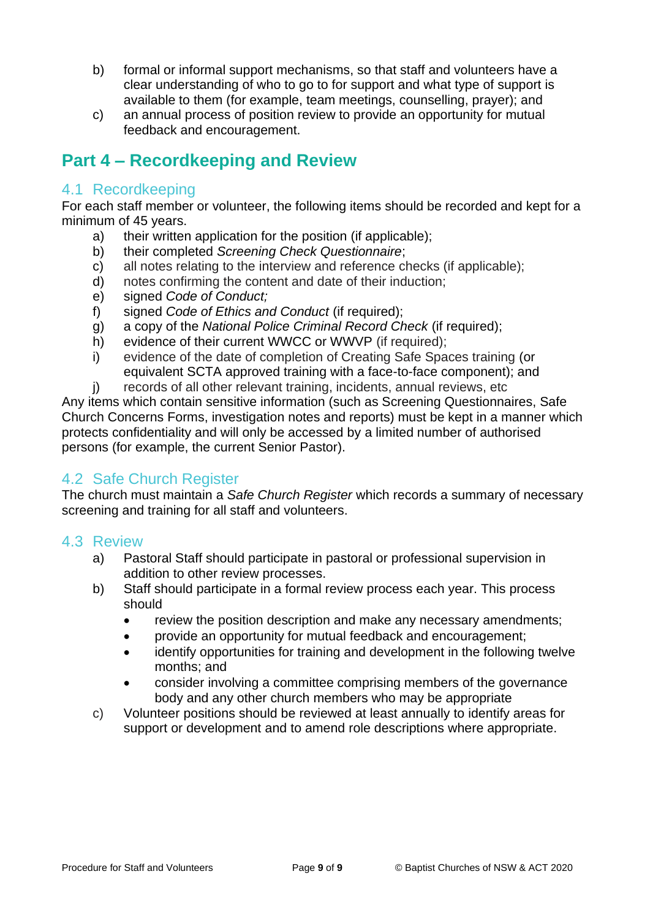b) formal or informal support mechanisms, so that staff and volunteers have a clear understanding of who to go to for support and what type of support is available to them (for example, team meetings, counselling, prayer); and
c) an annual process of position review to provide an opportunity for mutual feedback and encouragement.

## Part 4 – Recordkeeping and Review

### 4.1 Recordkeeping

For each staff member or volunteer, the following items should be recorded and kept for a minimum of 45 years.

a) their written application for the position (if applicable);
b) their completed *Screening Check Questionnaire*;
c) all notes relating to the interview and reference checks (if applicable);
d) notes confirming the content and date of their induction;
e) signed *Code of Conduct;*
f) signed *Code of Ethics and Conduct* (if required);
g) a copy of the *National Police Criminal Record Check* (if required);
h) evidence of their current WWCC or WWVP (if required);
i) evidence of the date of completion of Creating Safe Spaces training (or equivalent SCTA approved training with a face-to-face component); and
j) records of all other relevant training, incidents, annual reviews, etc

Any items which contain sensitive information (such as Screening Questionnaires, Safe Church Concerns Forms, investigation notes and reports) must be kept in a manner which protects confidentiality and will only be accessed by a limited number of authorised persons (for example, the current Senior Pastor).

### 4.2 Safe Church Register

The church must maintain a *Safe Church Register* which records a summary of necessary screening and training for all staff and volunteers.

### 4.3 Review

a) Pastoral Staff should participate in pastoral or professional supervision in addition to other review processes.
b) Staff should participate in a formal review process each year. This process should
   - review the position description and make any necessary amendments;
   - provide an opportunity for mutual feedback and encouragement;
   - identify opportunities for training and development in the following twelve months; and
   - consider involving a committee comprising members of the governance body and any other church members who may be appropriate
c) Volunteer positions should be reviewed at least annually to identify areas for support or development and to amend role descriptions where appropriate.